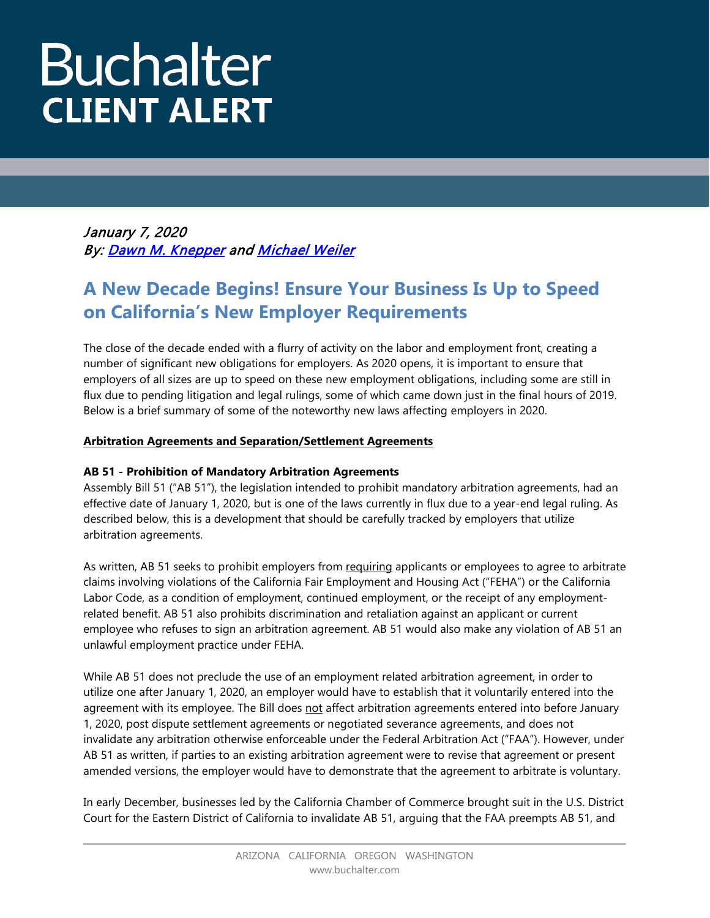# Buchalter
**CLIENT ALERT**

*January 7, 2020*
*By: [Dawn M. Knepper](Dawn M. Knepper) and [Michael Weiler](Michael Weiler)*

## A New Decade Begins! Ensure Your Business Is Up to Speed on California's New Employer Requirements

The close of the decade ended with a flurry of activity on the labor and employment front, creating a number of significant new obligations for employers. As 2020 opens, it is important to ensure that employers of all sizes are up to speed on these new employment obligations, including some are still in flux due to pending litigation and legal rulings, some of which came down just in the final hours of 2019. Below is a brief summary of some of the noteworthy new laws affecting employers in 2020.

**Arbitration Agreements and Separation/Settlement Agreements**

**AB 51 - Prohibition of Mandatory Arbitration Agreements**

Assembly Bill 51 ("AB 51"), the legislation intended to prohibit mandatory arbitration agreements, had an effective date of January 1, 2020, but is one of the laws currently in flux due to a year-end legal ruling. As described below, this is a development that should be carefully tracked by employers that utilize arbitration agreements.

As written, AB 51 seeks to prohibit employers from requiring applicants or employees to agree to arbitrate claims involving violations of the California Fair Employment and Housing Act ("FEHA") or the California Labor Code, as a condition of employment, continued employment, or the receipt of any employment-related benefit. AB 51 also prohibits discrimination and retaliation against an applicant or current employee who refuses to sign an arbitration agreement. AB 51 would also make any violation of AB 51 an unlawful employment practice under FEHA.

While AB 51 does not preclude the use of an employment related arbitration agreement, in order to utilize one after January 1, 2020, an employer would have to establish that it voluntarily entered into the agreement with its employee. The Bill does not affect arbitration agreements entered into before January 1, 2020, post dispute settlement agreements or negotiated severance agreements, and does not invalidate any arbitration otherwise enforceable under the Federal Arbitration Act ("FAA"). However, under AB 51 as written, if parties to an existing arbitration agreement were to revise that agreement or present amended versions, the employer would have to demonstrate that the agreement to arbitrate is voluntary.

In early December, businesses led by the California Chamber of Commerce brought suit in the U.S. District Court for the Eastern District of California to invalidate AB 51, arguing that the FAA preempts AB 51, and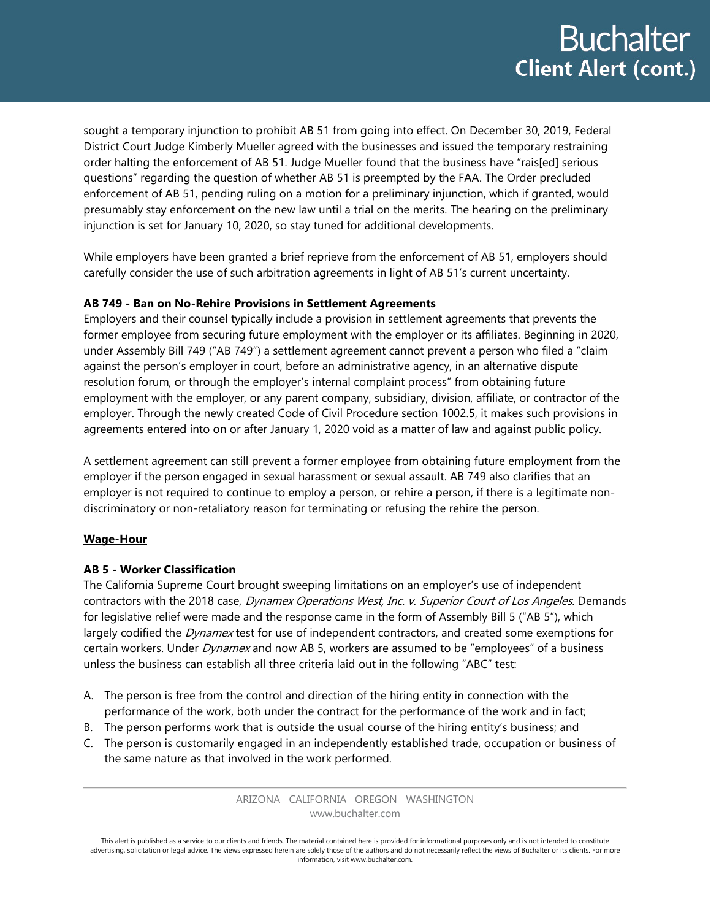sought a temporary injunction to prohibit AB 51 from going into effect. On December 30, 2019, Federal District Court Judge Kimberly Mueller agreed with the businesses and issued the temporary restraining order halting the enforcement of AB 51. Judge Mueller found that the business have "rais[ed] serious questions" regarding the question of whether AB 51 is preempted by the FAA. The Order precluded enforcement of AB 51, pending ruling on a motion for a preliminary injunction, which if granted, would presumably stay enforcement on the new law until a trial on the merits. The hearing on the preliminary injunction is set for January 10, 2020, so stay tuned for additional developments.

While employers have been granted a brief reprieve from the enforcement of AB 51, employers should carefully consider the use of such arbitration agreements in light of AB 51's current uncertainty.

**AB 749 - Ban on No-Rehire Provisions in Settlement Agreements**

Employers and their counsel typically include a provision in settlement agreements that prevents the former employee from securing future employment with the employer or its affiliates. Beginning in 2020, under Assembly Bill 749 ("AB 749") a settlement agreement cannot prevent a person who filed a "claim against the person's employer in court, before an administrative agency, in an alternative dispute resolution forum, or through the employer's internal complaint process" from obtaining future employment with the employer, or any parent company, subsidiary, division, affiliate, or contractor of the employer. Through the newly created Code of Civil Procedure section 1002.5, it makes such provisions in agreements entered into on or after January 1, 2020 void as a matter of law and against public policy.

A settlement agreement can still prevent a former employee from obtaining future employment from the employer if the person engaged in sexual harassment or sexual assault. AB 749 also clarifies that an employer is not required to continue to employ a person, or rehire a person, if there is a legitimate non-discriminatory or non-retaliatory reason for terminating or refusing the rehire the person.

## Wage-Hour

**AB 5 - Worker Classification**

The California Supreme Court brought sweeping limitations on an employer's use of independent contractors with the 2018 case, *Dynamex Operations West, Inc. v. Superior Court of Los Angeles*. Demands for legislative relief were made and the response came in the form of Assembly Bill 5 ("AB 5"), which largely codified the *Dynamex* test for use of independent contractors, and created some exemptions for certain workers. Under *Dynamex* and now AB 5, workers are assumed to be "employees" of a business unless the business can establish all three criteria laid out in the following "ABC" test:

A. The person is free from the control and direction of the hiring entity in connection with the performance of the work, both under the contract for the performance of the work and in fact;
B. The person performs work that is outside the usual course of the hiring entity's business; and
C. The person is customarily engaged in an independently established trade, occupation or business of the same nature as that involved in the work performed.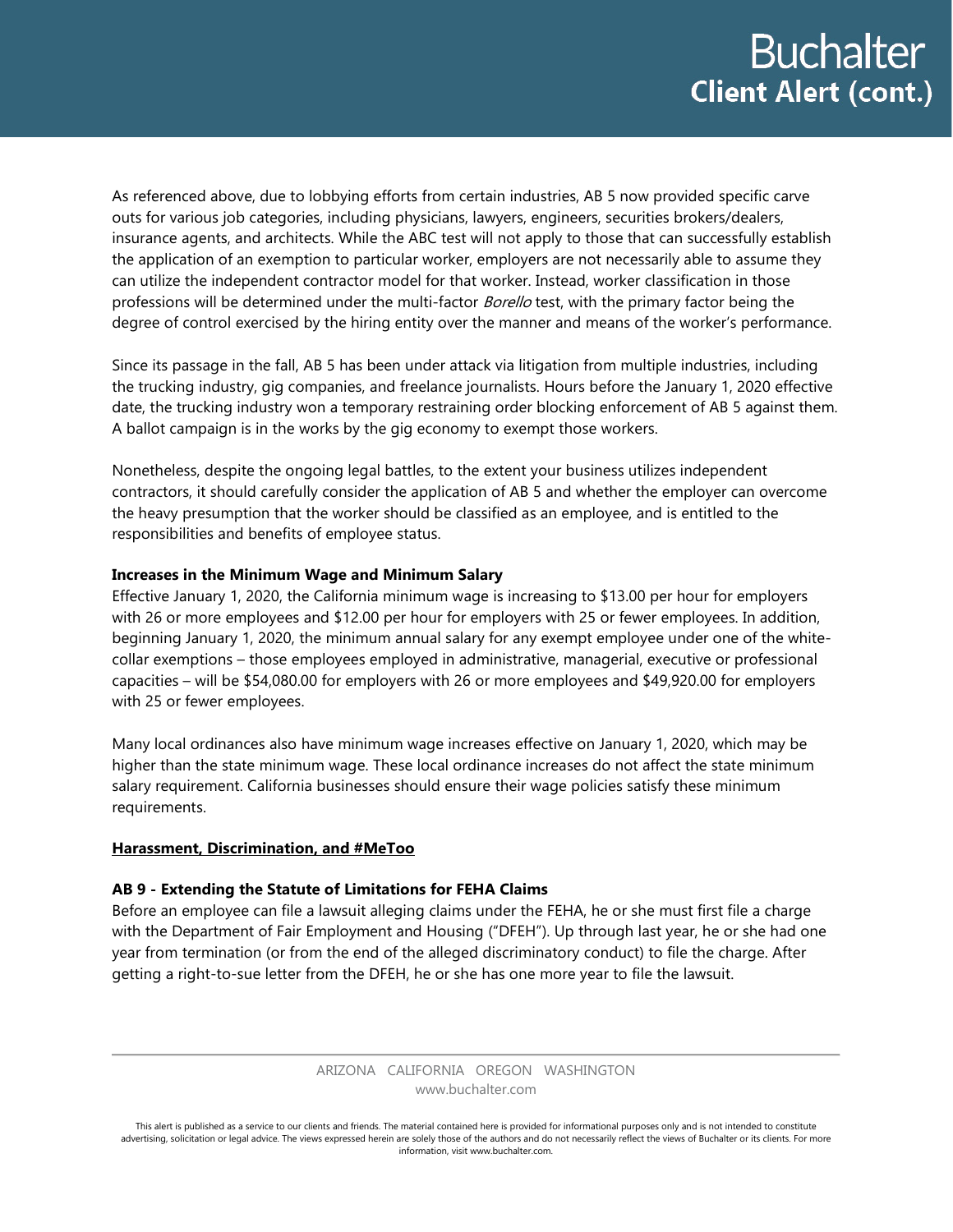As referenced above, due to lobbying efforts from certain industries, AB 5 now provided specific carve outs for various job categories, including physicians, lawyers, engineers, securities brokers/dealers, insurance agents, and architects. While the ABC test will not apply to those that can successfully establish the application of an exemption to particular worker, employers are not necessarily able to assume they can utilize the independent contractor model for that worker. Instead, worker classification in those professions will be determined under the multi-factor *Borello* test, with the primary factor being the degree of control exercised by the hiring entity over the manner and means of the worker's performance.

Since its passage in the fall, AB 5 has been under attack via litigation from multiple industries, including the trucking industry, gig companies, and freelance journalists. Hours before the January 1, 2020 effective date, the trucking industry won a temporary restraining order blocking enforcement of AB 5 against them. A ballot campaign is in the works by the gig economy to exempt those workers.

Nonetheless, despite the ongoing legal battles, to the extent your business utilizes independent contractors, it should carefully consider the application of AB 5 and whether the employer can overcome the heavy presumption that the worker should be classified as an employee, and is entitled to the responsibilities and benefits of employee status.

**Increases in the Minimum Wage and Minimum Salary**

Effective January 1, 2020, the California minimum wage is increasing to $13.00 per hour for employers with 26 or more employees and $12.00 per hour for employers with 25 or fewer employees. In addition, beginning January 1, 2020, the minimum annual salary for any exempt employee under one of the white-collar exemptions – those employees employed in administrative, managerial, executive or professional capacities – will be $54,080.00 for employers with 26 or more employees and $49,920.00 for employers with 25 or fewer employees.

Many local ordinances also have minimum wage increases effective on January 1, 2020, which may be higher than the state minimum wage. These local ordinance increases do not affect the state minimum salary requirement. California businesses should ensure their wage policies satisfy these minimum requirements.

## Harassment, Discrimination, and #MeToo

**AB 9 - Extending the Statute of Limitations for FEHA Claims**

Before an employee can file a lawsuit alleging claims under the FEHA, he or she must first file a charge with the Department of Fair Employment and Housing ("DFEH"). Up through last year, he or she had one year from termination (or from the end of the alleged discriminatory conduct) to file the charge. After getting a right-to-sue letter from the DFEH, he or she has one more year to file the lawsuit.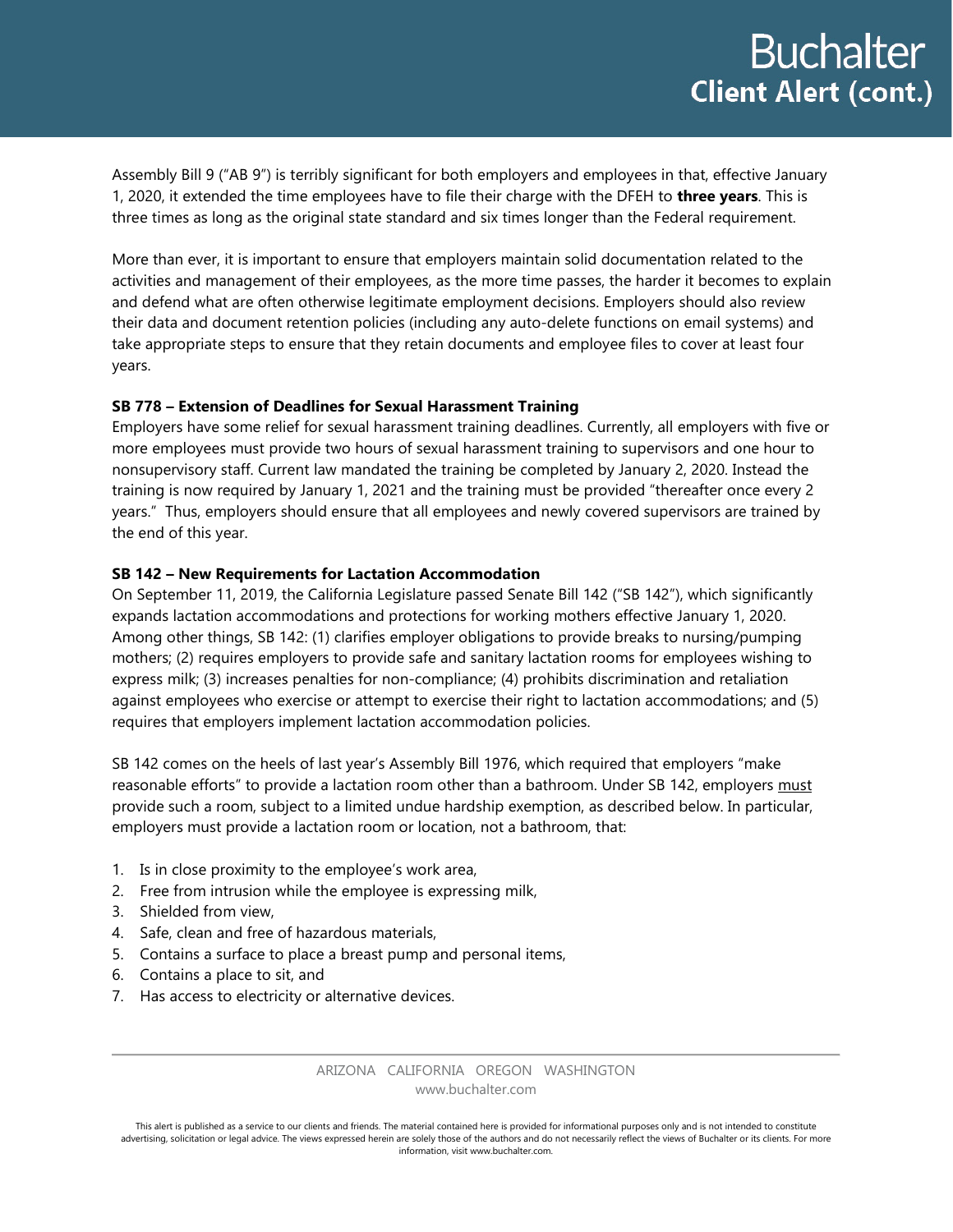Assembly Bill 9 ("AB 9") is terribly significant for both employers and employees in that, effective January 1, 2020, it extended the time employees have to file their charge with the DFEH to **three years**. This is three times as long as the original state standard and six times longer than the Federal requirement.

More than ever, it is important to ensure that employers maintain solid documentation related to the activities and management of their employees, as the more time passes, the harder it becomes to explain and defend what are often otherwise legitimate employment decisions. Employers should also review their data and document retention policies (including any auto-delete functions on email systems) and take appropriate steps to ensure that they retain documents and employee files to cover at least four years.

**SB 778 – Extension of Deadlines for Sexual Harassment Training**

Employers have some relief for sexual harassment training deadlines. Currently, all employers with five or more employees must provide two hours of sexual harassment training to supervisors and one hour to nonsupervisory staff. Current law mandated the training be completed by January 2, 2020. Instead the training is now required by January 1, 2021 and the training must be provided "thereafter once every 2 years." Thus, employers should ensure that all employees and newly covered supervisors are trained by the end of this year.

**SB 142 – New Requirements for Lactation Accommodation**

On September 11, 2019, the California Legislature passed Senate Bill 142 ("SB 142"), which significantly expands lactation accommodations and protections for working mothers effective January 1, 2020. Among other things, SB 142: (1) clarifies employer obligations to provide breaks to nursing/pumping mothers; (2) requires employers to provide safe and sanitary lactation rooms for employees wishing to express milk; (3) increases penalties for non-compliance; (4) prohibits discrimination and retaliation against employees who exercise or attempt to exercise their right to lactation accommodations; and (5) requires that employers implement lactation accommodation policies.

SB 142 comes on the heels of last year's Assembly Bill 1976, which required that employers "make reasonable efforts" to provide a lactation room other than a bathroom. Under SB 142, employers must provide such a room, subject to a limited undue hardship exemption, as described below. In particular, employers must provide a lactation room or location, not a bathroom, that:

1. Is in close proximity to the employee's work area,
2. Free from intrusion while the employee is expressing milk,
3. Shielded from view,
4. Safe, clean and free of hazardous materials,
5. Contains a surface to place a breast pump and personal items,
6. Contains a place to sit, and
7. Has access to electricity or alternative devices.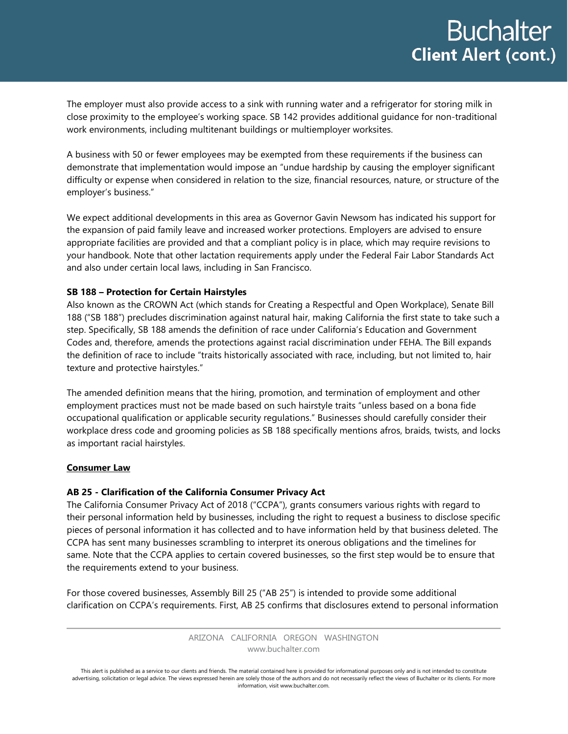The employer must also provide access to a sink with running water and a refrigerator for storing milk in close proximity to the employee's working space. SB 142 provides additional guidance for non-traditional work environments, including multitenant buildings or multiemployer worksites.

A business with 50 or fewer employees may be exempted from these requirements if the business can demonstrate that implementation would impose an "undue hardship by causing the employer significant difficulty or expense when considered in relation to the size, financial resources, nature, or structure of the employer's business."

We expect additional developments in this area as Governor Gavin Newsom has indicated his support for the expansion of paid family leave and increased worker protections. Employers are advised to ensure appropriate facilities are provided and that a compliant policy is in place, which may require revisions to your handbook. Note that other lactation requirements apply under the Federal Fair Labor Standards Act and also under certain local laws, including in San Francisco.

**SB 188 – Protection for Certain Hairstyles**
Also known as the CROWN Act (which stands for Creating a Respectful and Open Workplace), Senate Bill 188 ("SB 188") precludes discrimination against natural hair, making California the first state to take such a step. Specifically, SB 188 amends the definition of race under California's Education and Government Codes and, therefore, amends the protections against racial discrimination under FEHA. The Bill expands the definition of race to include "traits historically associated with race, including, but not limited to, hair texture and protective hairstyles."

The amended definition means that the hiring, promotion, and termination of employment and other employment practices must not be made based on such hairstyle traits "unless based on a bona fide occupational qualification or applicable security regulations." Businesses should carefully consider their workplace dress code and grooming policies as SB 188 specifically mentions afros, braids, twists, and locks as important racial hairstyles.

## Consumer Law

**AB 25 - Clarification of the California Consumer Privacy Act**
The California Consumer Privacy Act of 2018 ("CCPA"), grants consumers various rights with regard to their personal information held by businesses, including the right to request a business to disclose specific pieces of personal information it has collected and to have information held by that business deleted. The CCPA has sent many businesses scrambling to interpret its onerous obligations and the timelines for same. Note that the CCPA applies to certain covered businesses, so the first step would be to ensure that the requirements extend to your business.

For those covered businesses, Assembly Bill 25 ("AB 25") is intended to provide some additional clarification on CCPA's requirements. First, AB 25 confirms that disclosures extend to personal information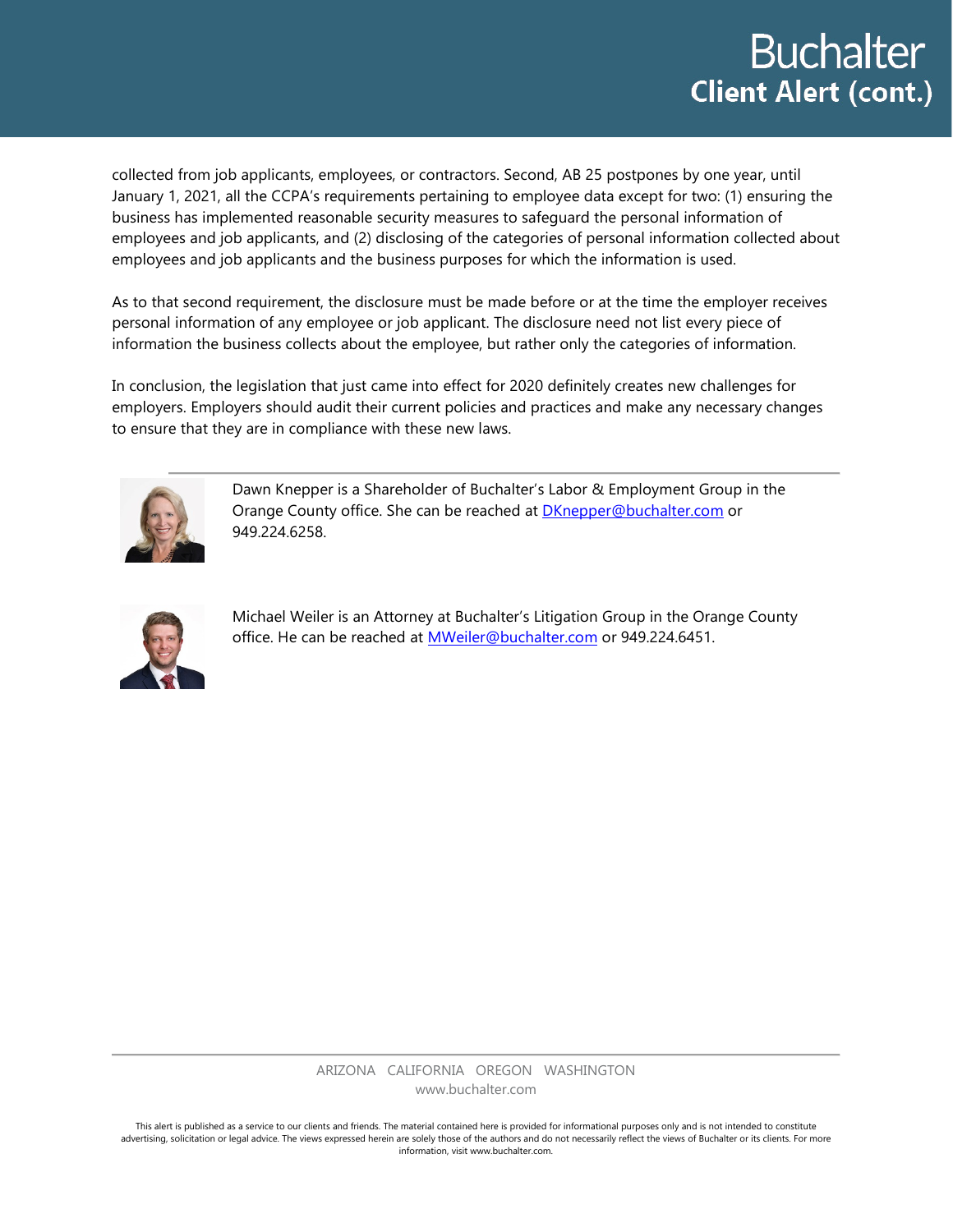collected from job applicants, employees, or contractors. Second, AB 25 postpones by one year, until January 1, 2021, all the CCPA's requirements pertaining to employee data except for two: (1) ensuring the business has implemented reasonable security measures to safeguard the personal information of employees and job applicants, and (2) disclosing of the categories of personal information collected about employees and job applicants and the business purposes for which the information is used.

As to that second requirement, the disclosure must be made before or at the time the employer receives personal information of any employee or job applicant. The disclosure need not list every piece of information the business collects about the employee, but rather only the categories of information.

In conclusion, the legislation that just came into effect for 2020 definitely creates new challenges for employers. Employers should audit their current policies and practices and make any necessary changes to ensure that they are in compliance with these new laws.

---

Dawn Knepper is a Shareholder of Buchalter's Labor & Employment Group in the Orange County office. She can be reached at DKnepper@buchalter.com or 949.224.6258.

Michael Weiler is an Attorney at Buchalter's Litigation Group in the Orange County office. He can be reached at MWeiler@buchalter.com or 949.224.6451.

---

ARIZONA CALIFORNIA OREGON WASHINGTON
www.buchalter.com

This alert is published as a service to our clients and friends. The material contained here is provided for informational purposes only and is not intended to constitute advertising, solicitation or legal advice. The views expressed herein are solely those of the authors and do not necessarily reflect the views of Buchalter or its clients. For more information, visit www.buchalter.com.